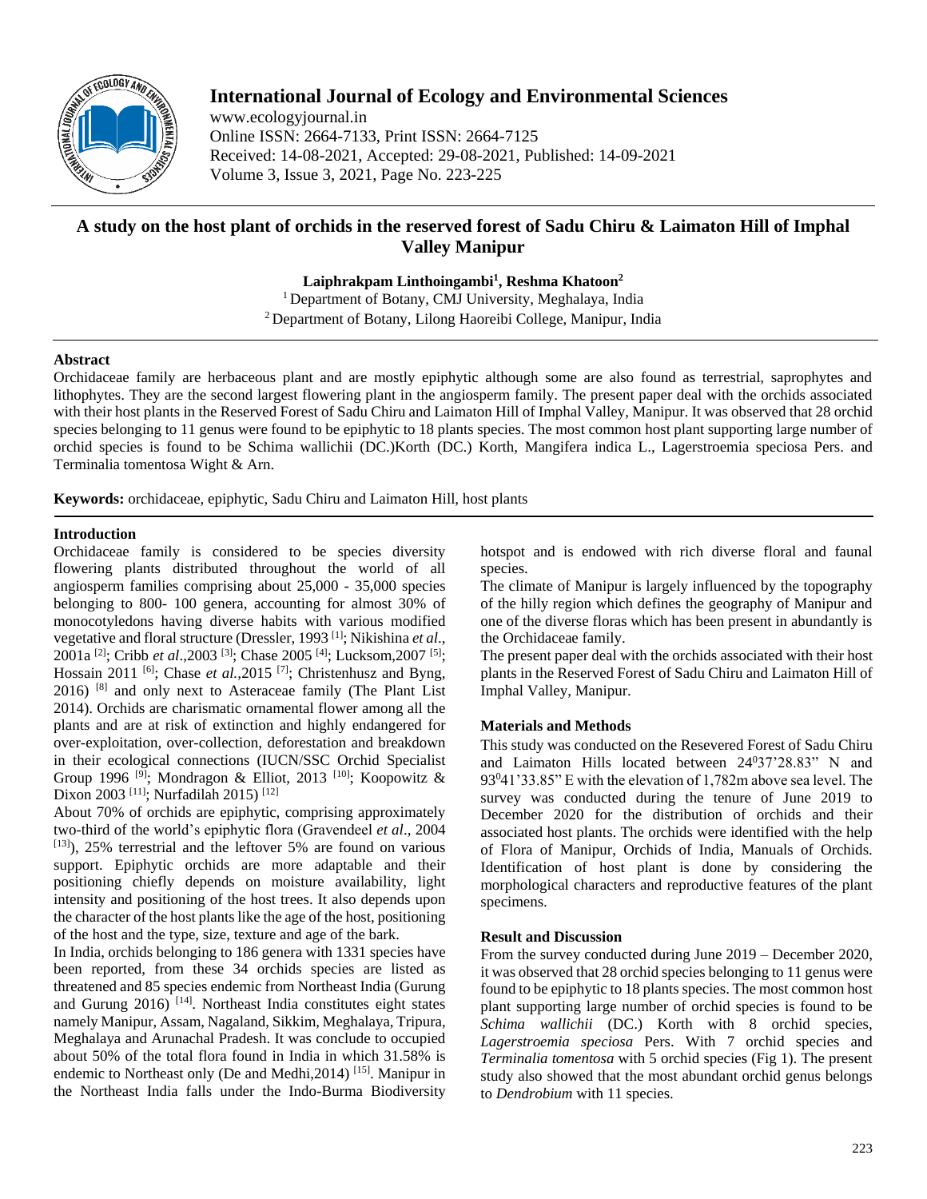# A study on the host plant of orchids in the reserved forest of Sadu Chiru & Laimaton Hill of Imphal Valley Manipur

**Laiphrakpam Linthoingambi[1], Reshma Khatoon[2]**

[1] Department of Botany, CMJ University, Meghalaya, India

[2] Department of Botany, Lilong Haoreibi College, Manipur, India

## Abstract

Orchidaceae family are herbaceous plant and are mostly epiphytic although some are also found as terrestrial, saprophytes and lithophytes. They are the second largest flowering plant in the angiosperm family. The present paper deal with the orchids associated with their host plants in the Reserved Forest of Sadu Chiru and Laimaton Hill of Imphal Valley, Manipur. It was observed that 28 orchid species belonging to 11 genus were found to be epiphytic to 18 plants species. The most common host plant supporting large number of orchid species is found to be Schima wallichii (DC.)Korth (DC.) Korth, Mangifera indica L., Lagerstroemia speciosa Pers. and Terminalia tomentosa Wight & Arn.

**Keywords:** orchidaceae, epiphytic, Sadu Chiru and Laimaton Hill, host plants

## Introduction

Orchidaceae family is considered to be species diversity flowering plants distributed throughout the world of all angiosperm families comprising about 25,000 - 35,000 species belonging to 800- 100 genera, accounting for almost 30% of monocotyledons having diverse habits with various modified vegetative and floral structure (Dressler, 1993 [1]; Nikishina *et al*., 2001a [2]; Cribb *et al*.,2003 [3]; Chase 2005 [4]; Lucksom,2007 [5]; Hossain 2011 [6]; Chase *et al.*,2015 [7]; Christenhusz and Byng, 2016) [8] and only next to Asteraceae family (The Plant List 2014). Orchids are charismatic ornamental flower among all the plants and are at risk of extinction and highly endangered for over-exploitation, over-collection, deforestation and breakdown in their ecological connections (IUCN/SSC Orchid Specialist Group 1996 [9]; Mondragon & Elliot, 2013 [10]; Koopowitz & Dixon 2003 [11]; Nurfadilah 2015) [12]

About 70% of orchids are epiphytic, comprising approximately two-third of the world's epiphytic flora (Gravendeel *et al*., 2004 [13]), 25% terrestrial and the leftover 5% are found on various support. Epiphytic orchids are more adaptable and their positioning chiefly depends on moisture availability, light intensity and positioning of the host trees. It also depends upon the character of the host plants like the age of the host, positioning of the host and the type, size, texture and age of the bark.

In India, orchids belonging to 186 genera with 1331 species have been reported, from these 34 orchids species are listed as threatened and 85 species endemic from Northeast India (Gurung and Gurung 2016) [14]. Northeast India constitutes eight states namely Manipur, Assam, Nagaland, Sikkim, Meghalaya, Tripura, Meghalaya and Arunachal Pradesh. It was conclude to occupied about 50% of the total flora found in India in which 31.58% is endemic to Northeast only (De and Medhi,2014) [15]. Manipur in the Northeast India falls under the Indo-Burma Biodiversity hotspot and is endowed with rich diverse floral and faunal species.

The climate of Manipur is largely influenced by the topography of the hilly region which defines the geography of Manipur and one of the diverse floras which has been present in abundantly is the Orchidaceae family.

The present paper deal with the orchids associated with their host plants in the Reserved Forest of Sadu Chiru and Laimaton Hill of Imphal Valley, Manipur.

## Materials and Methods

This study was conducted on the Resevered Forest of Sadu Chiru and Laimaton Hills located between 24°37'28.83" N and 93°41'33.85" E with the elevation of 1,782m above sea level. The survey was conducted during the tenure of June 2019 to December 2020 for the distribution of orchids and their associated host plants. The orchids were identified with the help of Flora of Manipur, Orchids of India, Manuals of Orchids. Identification of host plant is done by considering the morphological characters and reproductive features of the plant specimens.

## Result and Discussion

From the survey conducted during June 2019 – December 2020, it was observed that 28 orchid species belonging to 11 genus were found to be epiphytic to 18 plants species. The most common host plant supporting large number of orchid species is found to be *Schima wallichii* (DC.) Korth with 8 orchid species, *Lagerstroemia speciosa* Pers. With 7 orchid species and *Terminalia tomentosa* with 5 orchid species (Fig 1). The present study also showed that the most abundant orchid genus belongs to *Dendrobium* with 11 species.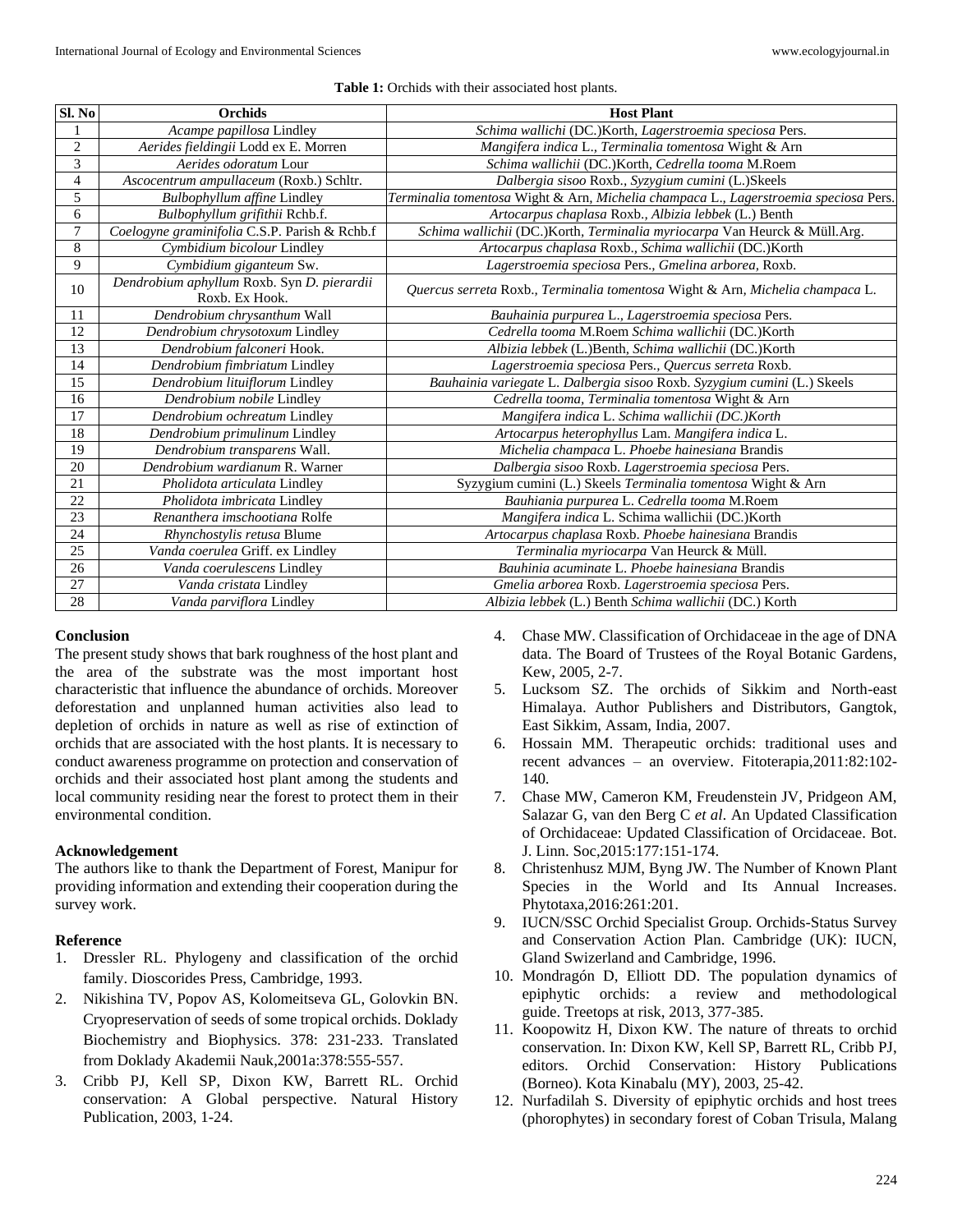**Table 1:** Orchids with their associated host plants.

| Sl. No | Orchids | Host Plant |
|---|---|---|
| 1 | *Acampe papillosa* Lindley | *Schima wallichi* (DC.)Korth, *Lagerstroemia speciosa* Pers. |
| 2 | *Aerides fieldingii* Lodd ex E. Morren | *Mangifera indica* L., *Terminalia tomentosa* Wight & Arn |
| 3 | *Aerides odoratum* Lour | *Schima wallichii* (DC.)Korth, *Cedrella tooma* M.Roem |
| 4 | *Ascocentrum ampullaceum* (Roxb.) Schltr. | *Dalbergia sisoo* Roxb., *Syzygium cumini* (L.)Skeels |
| 5 | *Bulbophyllum affine* Lindley | *Terminalia tomentosa* Wight & Arn, *Michelia champaca* L., *Lagerstroemia speciosa* Pers. |
| 6 | *Bulbophyllum grifithii* Rchb.f. | *Artocarpus chaplasa* Roxb., *Albizia lebbek* (L.) Benth |
| 7 | *Coelogyne graminifolia* C.S.P. Parish & Rchb.f | *Schima wallichii* (DC.)Korth, *Terminalia myriocarpa* Van Heurck & Müll.Arg. |
| 8 | *Cymbidium bicolour* Lindley | *Artocarpus chaplasa* Roxb., *Schima wallichii* (DC.)Korth |
| 9 | *Cymbidium giganteum* Sw. | *Lagerstroemia speciosa* Pers., *Gmelina arborea*, Roxb. |
| 10 | *Dendrobium aphyllum* Roxb. Syn *D. pierardii* Roxb. Ex Hook. | *Quercus serreta* Roxb., *Terminalia tomentosa* Wight & Arn, *Michelia champaca* L. |
| 11 | *Dendrobium chrysanthum* Wall | *Bauhainia purpurea* L., *Lagerstroemia speciosa* Pers. |
| 12 | *Dendrobium chrysotoxum* Lindley | *Cedrella tooma* M.Roem *Schima wallichii* (DC.)Korth |
| 13 | *Dendrobium falconeri* Hook. | *Albizia lebbek* (L.)Benth, *Schima wallichii* (DC.)Korth |
| 14 | *Dendrobium fimbriatum* Lindley | *Lagerstroemia speciosa* Pers., *Quercus serreta* Roxb. |
| 15 | *Dendrobium lituiflorum* Lindley | *Bauhainia variegate* L. *Dalbergia sisoo* Roxb. *Syzygium cumini* (L.) Skeels |
| 16 | *Dendrobium nobile* Lindley | *Cedrella tooma*, *Terminalia tomentosa* Wight & Arn |
| 17 | *Dendrobium ochreatum* Lindley | *Mangifera indica* L. *Schima wallichii (DC.)Korth* |
| 18 | *Dendrobium primulinum* Lindley | *Artocarpus heterophyllus* Lam. *Mangifera indica* L. |
| 19 | *Dendrobium transparens* Wall. | *Michelia champaca* L. *Phoebe hainesiana* Brandis |
| 20 | *Dendrobium wardianum* R. Warner | *Dalbergia sisoo* Roxb. *Lagerstroemia speciosa* Pers. |
| 21 | *Pholidota articulata* Lindley | Syzygium cumini (L.) Skeels *Terminalia tomentosa* Wight & Arn |
| 22 | *Pholidota imbricata* Lindley | *Bauhiania purpurea* L. *Cedrella tooma* M.Roem |
| 23 | *Renanthera imschootiana* Rolfe | *Mangifera indica* L. Schima wallichii (DC.)Korth |
| 24 | *Rhynchostylis retusa* Blume | *Artocarpus chaplasa* Roxb. *Phoebe hainesiana* Brandis |
| 25 | *Vanda coerulea* Griff. ex Lindley | *Terminalia myriocarpa* Van Heurck & Müll. |
| 26 | *Vanda coerulescens* Lindley | *Bauhinia acuminate* L. *Phoebe hainesiana* Brandis |
| 27 | *Vanda cristata* Lindley | *Gmelia arborea* Roxb. *Lagerstroemia speciosa* Pers. |
| 28 | *Vanda parviflora* Lindley | *Albizia lebbek* (L.) Benth *Schima wallichii* (DC.) Korth |

## Conclusion

The present study shows that bark roughness of the host plant and the area of the substrate was the most important host characteristic that influence the abundance of orchids. Moreover deforestation and unplanned human activities also lead to depletion of orchids in nature as well as rise of extinction of orchids that are associated with the host plants. It is necessary to conduct awareness programme on protection and conservation of orchids and their associated host plant among the students and local community residing near the forest to protect them in their environmental condition.

## Acknowledgement

The authors like to thank the Department of Forest, Manipur for providing information and extending their cooperation during the survey work.

## Reference

1. Dressler RL. Phylogeny and classification of the orchid family. Dioscorides Press, Cambridge, 1993.
2. Nikishina TV, Popov AS, Kolomeitseva GL, Golovkin BN. Cryopreservation of seeds of some tropical orchids. Doklady Biochemistry and Biophysics. 378: 231-233. Translated from Doklady Akademii Nauk,2001a:378:555-557.
3. Cribb PJ, Kell SP, Dixon KW, Barrett RL. Orchid conservation: A Global perspective. Natural History Publication, 2003, 1-24.
4. Chase MW. Classification of Orchidaceae in the age of DNA data. The Board of Trustees of the Royal Botanic Gardens, Kew, 2005, 2-7.
5. Lucksom SZ. The orchids of Sikkim and North-east Himalaya. Author Publishers and Distributors, Gangtok, East Sikkim, Assam, India, 2007.
6. Hossain MM. Therapeutic orchids: traditional uses and recent advances – an overview. Fitoterapia,2011:82:102-140.
7. Chase MW, Cameron KM, Freudenstein JV, Pridgeon AM, Salazar G, van den Berg C *et al*. An Updated Classification of Orchidaceae: Updated Classification of Orcidaceae. Bot. J. Linn. Soc,2015:177:151-174.
8. Christenhusz MJM, Byng JW. The Number of Known Plant Species in the World and Its Annual Increases. Phytotaxa,2016:261:201.
9. IUCN/SSC Orchid Specialist Group. Orchids-Status Survey and Conservation Action Plan. Cambridge (UK): IUCN, Gland Swizerland and Cambridge, 1996.
10. Mondragón D, Elliott DD. The population dynamics of epiphytic orchids: a review and methodological guide. Treetops at risk, 2013, 377-385.
11. Koopowitz H, Dixon KW. The nature of threats to orchid conservation. In: Dixon KW, Kell SP, Barrett RL, Cribb PJ, editors. Orchid Conservation: History Publications (Borneo). Kota Kinabalu (MY), 2003, 25-42.
12. Nurfadilah S. Diversity of epiphytic orchids and host trees (phorophytes) in secondary forest of Coban Trisula, Malang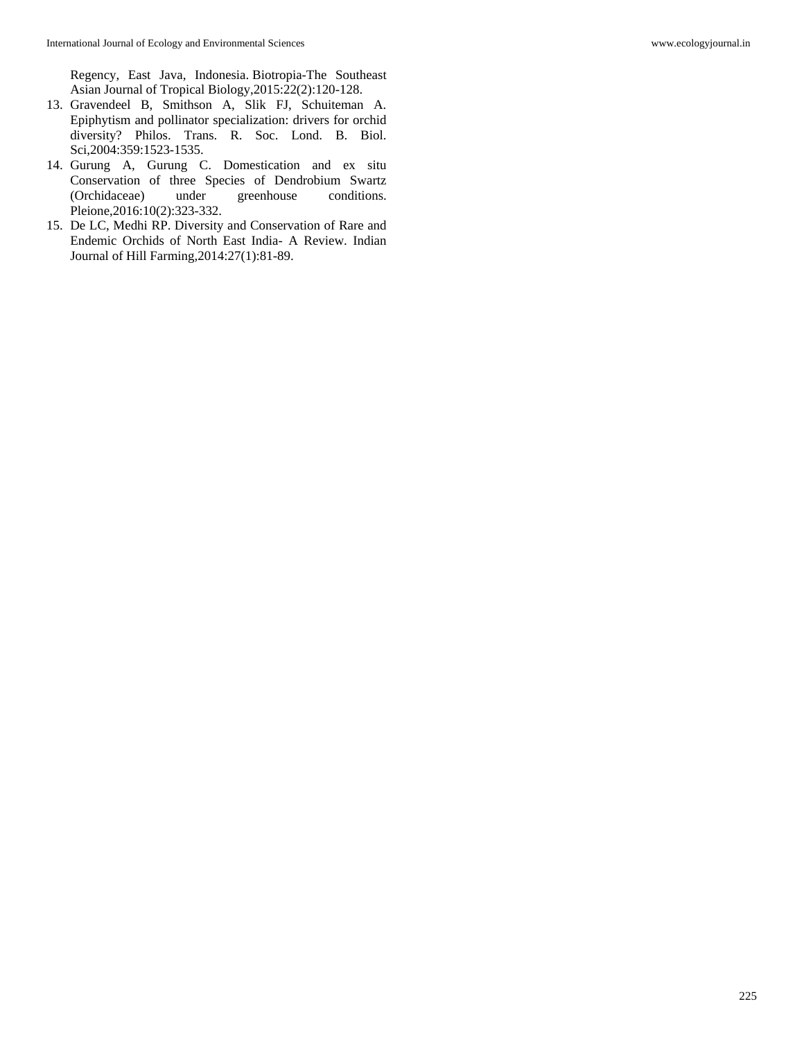Regency, East Java, Indonesia. Biotropia-The Southeast Asian Journal of Tropical Biology,2015:22(2):120-128.

13. Gravendeel B, Smithson A, Slik FJ, Schuiteman A. Epiphytism and pollinator specialization: drivers for orchid diversity? Philos. Trans. R. Soc. Lond. B. Biol. Sci,2004:359:1523-1535.
14. Gurung A, Gurung C. Domestication and ex situ Conservation of three Species of Dendrobium Swartz (Orchidaceae) under greenhouse conditions. Pleione,2016:10(2):323-332.
15. De LC, Medhi RP. Diversity and Conservation of Rare and Endemic Orchids of North East India- A Review. Indian Journal of Hill Farming,2014:27(1):81-89.